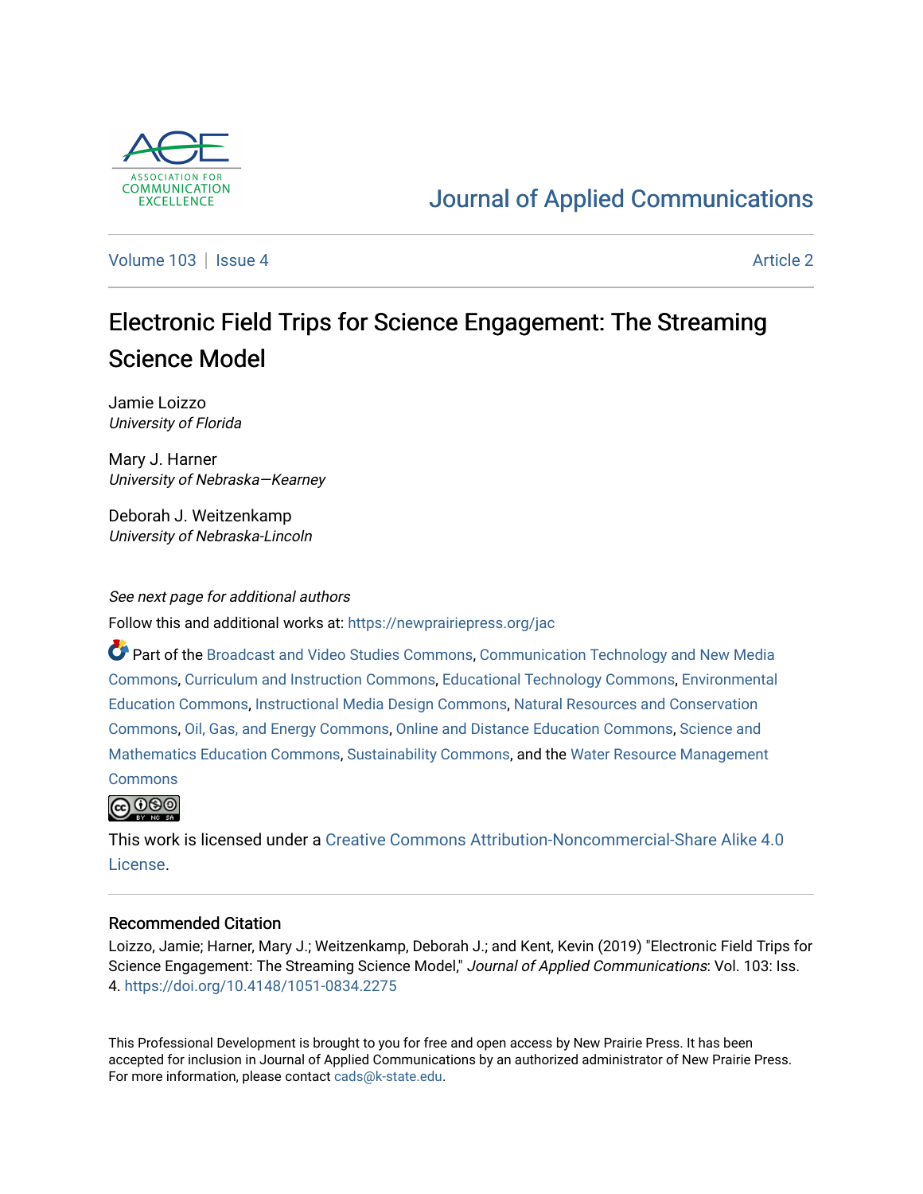ASSOCIATION FOR COMMUNICATION EXCELLENCE

Journal of Applied Communications

Volume 103 | Issue 4 Article 2

# Electronic Field Trips for Science Engagement: The Streaming Science Model

Jamie Loizzo
*University of Florida*

Mary J. Harner
*University of Nebraska—Kearney*

Deborah J. Weitzenkamp
*University of Nebraska-Lincoln*

*See next page for additional authors*

Follow this and additional works at: https://newprairiepress.org/jac

Part of the Broadcast and Video Studies Commons, Communication Technology and New Media Commons, Curriculum and Instruction Commons, Educational Technology Commons, Environmental Education Commons, Instructional Media Design Commons, Natural Resources and Conservation Commons, Oil, Gas, and Energy Commons, Online and Distance Education Commons, Science and Mathematics Education Commons, Sustainability Commons, and the Water Resource Management Commons

This work is licensed under a Creative Commons Attribution-Noncommercial-Share Alike 4.0 License.

## Recommended Citation

Loizzo, Jamie; Harner, Mary J.; Weitzenkamp, Deborah J.; and Kent, Kevin (2019) "Electronic Field Trips for Science Engagement: The Streaming Science Model," *Journal of Applied Communications*: Vol. 103: Iss. 4. https://doi.org/10.4148/1051-0834.2275

This Professional Development is brought to you for free and open access by New Prairie Press. It has been accepted for inclusion in Journal of Applied Communications by an authorized administrator of New Prairie Press. For more information, please contact cads@k-state.edu.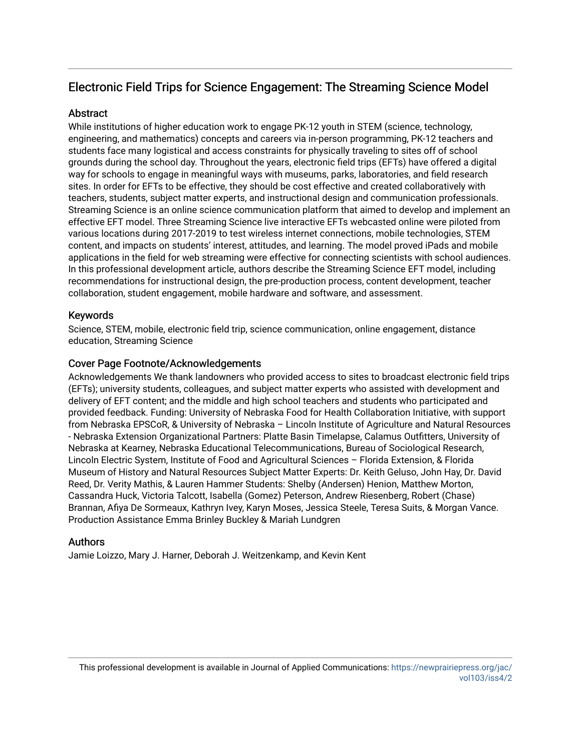# Electronic Field Trips for Science Engagement: The Streaming Science Model

## Abstract

While institutions of higher education work to engage PK-12 youth in STEM (science, technology, engineering, and mathematics) concepts and careers via in-person programming, PK-12 teachers and students face many logistical and access constraints for physically traveling to sites off of school grounds during the school day. Throughout the years, electronic field trips (EFTs) have offered a digital way for schools to engage in meaningful ways with museums, parks, laboratories, and field research sites. In order for EFTs to be effective, they should be cost effective and created collaboratively with teachers, students, subject matter experts, and instructional design and communication professionals. Streaming Science is an online science communication platform that aimed to develop and implement an effective EFT model. Three Streaming Science live interactive EFTs webcasted online were piloted from various locations during 2017-2019 to test wireless internet connections, mobile technologies, STEM content, and impacts on students' interest, attitudes, and learning. The model proved iPads and mobile applications in the field for web streaming were effective for connecting scientists with school audiences. In this professional development article, authors describe the Streaming Science EFT model, including recommendations for instructional design, the pre-production process, content development, teacher collaboration, student engagement, mobile hardware and software, and assessment.

## Keywords

Science, STEM, mobile, electronic field trip, science communication, online engagement, distance education, Streaming Science

## Cover Page Footnote/Acknowledgements

Acknowledgements We thank landowners who provided access to sites to broadcast electronic field trips (EFTs); university students, colleagues, and subject matter experts who assisted with development and delivery of EFT content; and the middle and high school teachers and students who participated and provided feedback. Funding: University of Nebraska Food for Health Collaboration Initiative, with support from Nebraska EPSCoR, & University of Nebraska – Lincoln Institute of Agriculture and Natural Resources - Nebraska Extension Organizational Partners: Platte Basin Timelapse, Calamus Outfitters, University of Nebraska at Kearney, Nebraska Educational Telecommunications, Bureau of Sociological Research, Lincoln Electric System, Institute of Food and Agricultural Sciences – Florida Extension, & Florida Museum of History and Natural Resources Subject Matter Experts: Dr. Keith Geluso, John Hay, Dr. David Reed, Dr. Verity Mathis, & Lauren Hammer Students: Shelby (Andersen) Henion, Matthew Morton, Cassandra Huck, Victoria Talcott, Isabella (Gomez) Peterson, Andrew Riesenberg, Robert (Chase) Brannan, Afiya De Sormeaux, Kathryn Ivey, Karyn Moses, Jessica Steele, Teresa Suits, & Morgan Vance. Production Assistance Emma Brinley Buckley & Mariah Lundgren

## Authors

Jamie Loizzo, Mary J. Harner, Deborah J. Weitzenkamp, and Kevin Kent

This professional development is available in Journal of Applied Communications: https://newprairiepress.org/jac/vol103/iss4/2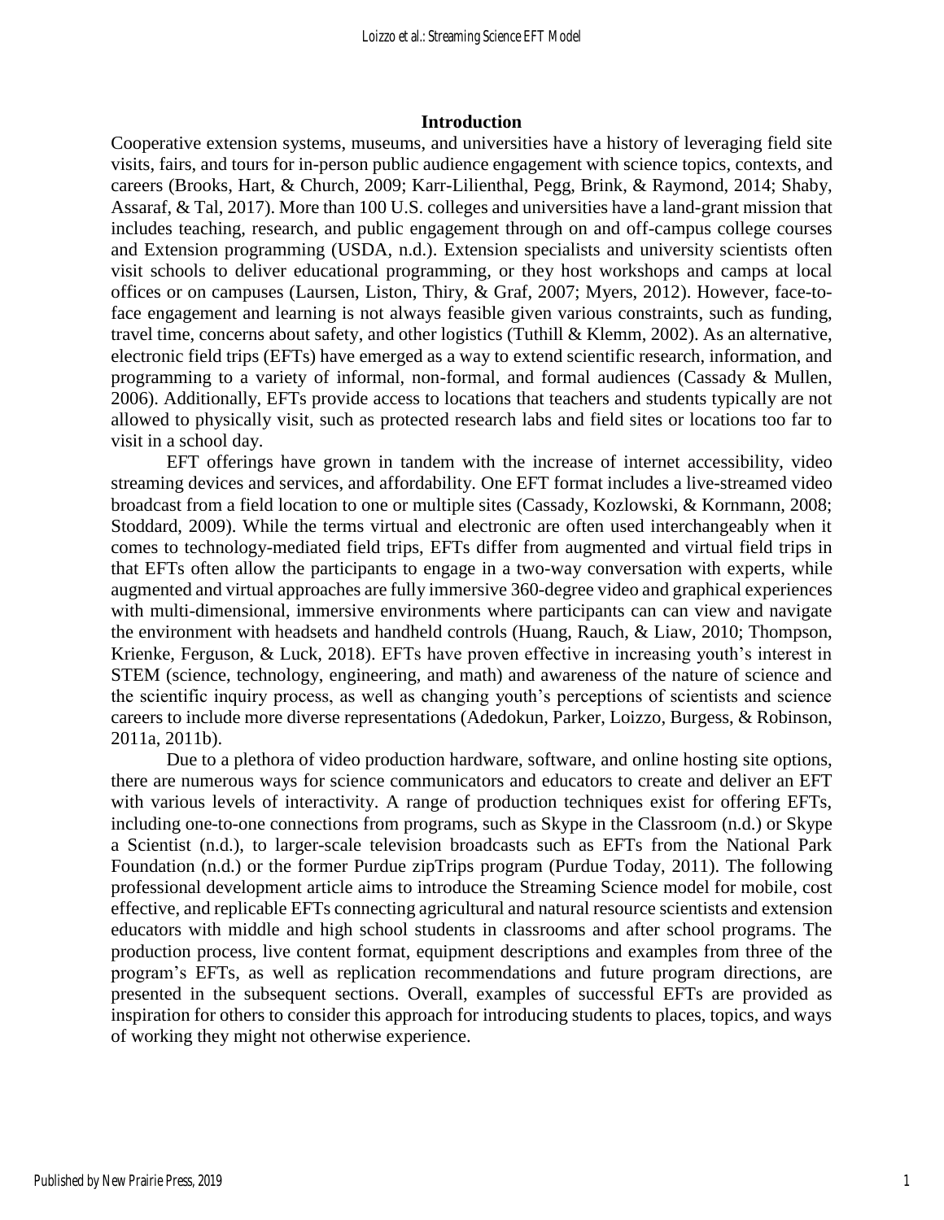## Introduction

Cooperative extension systems, museums, and universities have a history of leveraging field site visits, fairs, and tours for in-person public audience engagement with science topics, contexts, and careers (Brooks, Hart, & Church, 2009; Karr-Lilienthal, Pegg, Brink, & Raymond, 2014; Shaby, Assaraf, & Tal, 2017). More than 100 U.S. colleges and universities have a land-grant mission that includes teaching, research, and public engagement through on and off-campus college courses and Extension programming (USDA, n.d.). Extension specialists and university scientists often visit schools to deliver educational programming, or they host workshops and camps at local offices or on campuses (Laursen, Liston, Thiry, & Graf, 2007; Myers, 2012). However, face-to-face engagement and learning is not always feasible given various constraints, such as funding, travel time, concerns about safety, and other logistics (Tuthill & Klemm, 2002). As an alternative, electronic field trips (EFTs) have emerged as a way to extend scientific research, information, and programming to a variety of informal, non-formal, and formal audiences (Cassady & Mullen, 2006). Additionally, EFTs provide access to locations that teachers and students typically are not allowed to physically visit, such as protected research labs and field sites or locations too far to visit in a school day.

EFT offerings have grown in tandem with the increase of internet accessibility, video streaming devices and services, and affordability. One EFT format includes a live-streamed video broadcast from a field location to one or multiple sites (Cassady, Kozlowski, & Kornmann, 2008; Stoddard, 2009). While the terms virtual and electronic are often used interchangeably when it comes to technology-mediated field trips, EFTs differ from augmented and virtual field trips in that EFTs often allow the participants to engage in a two-way conversation with experts, while augmented and virtual approaches are fully immersive 360-degree video and graphical experiences with multi-dimensional, immersive environments where participants can can view and navigate the environment with headsets and handheld controls (Huang, Rauch, & Liaw, 2010; Thompson, Krienke, Ferguson, & Luck, 2018). EFTs have proven effective in increasing youth's interest in STEM (science, technology, engineering, and math) and awareness of the nature of science and the scientific inquiry process, as well as changing youth's perceptions of scientists and science careers to include more diverse representations (Adedokun, Parker, Loizzo, Burgess, & Robinson, 2011a, 2011b).

Due to a plethora of video production hardware, software, and online hosting site options, there are numerous ways for science communicators and educators to create and deliver an EFT with various levels of interactivity. A range of production techniques exist for offering EFTs, including one-to-one connections from programs, such as Skype in the Classroom (n.d.) or Skype a Scientist (n.d.), to larger-scale television broadcasts such as EFTs from the National Park Foundation (n.d.) or the former Purdue zipTrips program (Purdue Today, 2011). The following professional development article aims to introduce the Streaming Science model for mobile, cost effective, and replicable EFTs connecting agricultural and natural resource scientists and extension educators with middle and high school students in classrooms and after school programs. The production process, live content format, equipment descriptions and examples from three of the program's EFTs, as well as replication recommendations and future program directions, are presented in the subsequent sections. Overall, examples of successful EFTs are provided as inspiration for others to consider this approach for introducing students to places, topics, and ways of working they might not otherwise experience.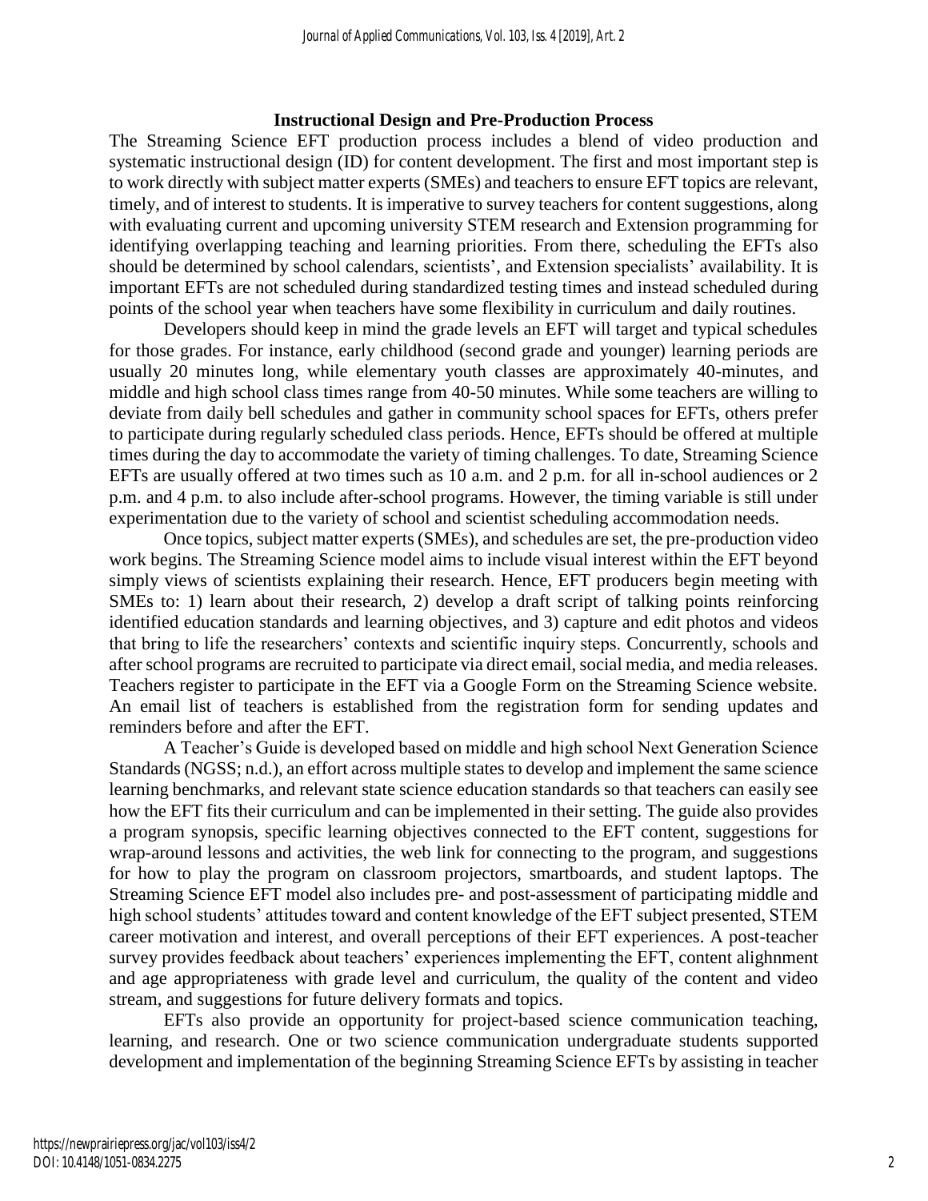### Instructional Design and Pre-Production Process

The Streaming Science EFT production process includes a blend of video production and systematic instructional design (ID) for content development. The first and most important step is to work directly with subject matter experts (SMEs) and teachers to ensure EFT topics are relevant, timely, and of interest to students. It is imperative to survey teachers for content suggestions, along with evaluating current and upcoming university STEM research and Extension programming for identifying overlapping teaching and learning priorities. From there, scheduling the EFTs also should be determined by school calendars, scientists', and Extension specialists' availability. It is important EFTs are not scheduled during standardized testing times and instead scheduled during points of the school year when teachers have some flexibility in curriculum and daily routines.

Developers should keep in mind the grade levels an EFT will target and typical schedules for those grades. For instance, early childhood (second grade and younger) learning periods are usually 20 minutes long, while elementary youth classes are approximately 40-minutes, and middle and high school class times range from 40-50 minutes. While some teachers are willing to deviate from daily bell schedules and gather in community school spaces for EFTs, others prefer to participate during regularly scheduled class periods. Hence, EFTs should be offered at multiple times during the day to accommodate the variety of timing challenges. To date, Streaming Science EFTs are usually offered at two times such as 10 a.m. and 2 p.m. for all in-school audiences or 2 p.m. and 4 p.m. to also include after-school programs. However, the timing variable is still under experimentation due to the variety of school and scientist scheduling accommodation needs.

Once topics, subject matter experts (SMEs), and schedules are set, the pre-production video work begins. The Streaming Science model aims to include visual interest within the EFT beyond simply views of scientists explaining their research. Hence, EFT producers begin meeting with SMEs to: 1) learn about their research, 2) develop a draft script of talking points reinforcing identified education standards and learning objectives, and 3) capture and edit photos and videos that bring to life the researchers' contexts and scientific inquiry steps. Concurrently, schools and after school programs are recruited to participate via direct email, social media, and media releases. Teachers register to participate in the EFT via a Google Form on the Streaming Science website. An email list of teachers is established from the registration form for sending updates and reminders before and after the EFT.

A Teacher's Guide is developed based on middle and high school Next Generation Science Standards (NGSS; n.d.), an effort across multiple states to develop and implement the same science learning benchmarks, and relevant state science education standards so that teachers can easily see how the EFT fits their curriculum and can be implemented in their setting. The guide also provides a program synopsis, specific learning objectives connected to the EFT content, suggestions for wrap-around lessons and activities, the web link for connecting to the program, and suggestions for how to play the program on classroom projectors, smartboards, and student laptops. The Streaming Science EFT model also includes pre- and post-assessment of participating middle and high school students' attitudes toward and content knowledge of the EFT subject presented, STEM career motivation and interest, and overall perceptions of their EFT experiences. A post-teacher survey provides feedback about teachers' experiences implementing the EFT, content alighnment and age appropriateness with grade level and curriculum, the quality of the content and video stream, and suggestions for future delivery formats and topics.

EFTs also provide an opportunity for project-based science communication teaching, learning, and research. One or two science communication undergraduate students supported development and implementation of the beginning Streaming Science EFTs by assisting in teacher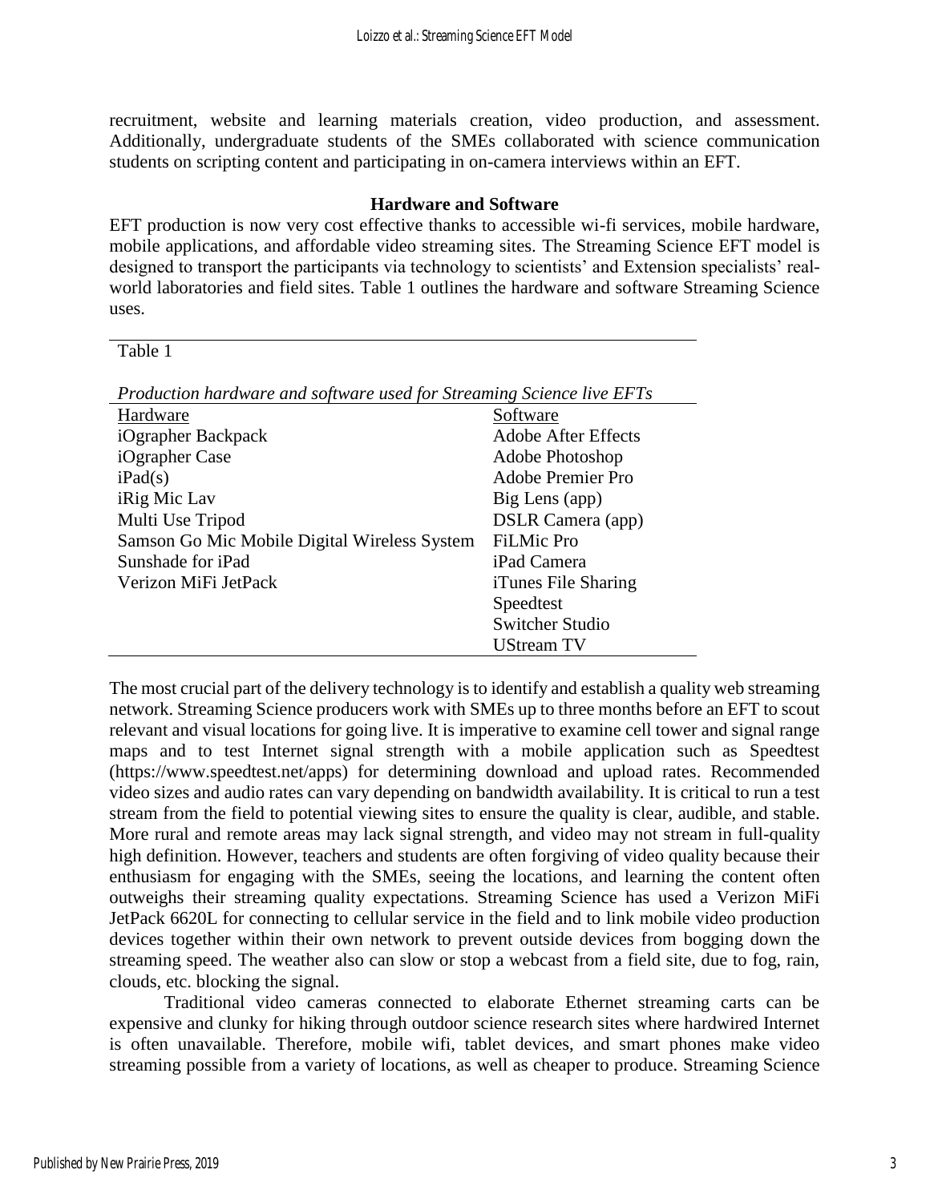recruitment, website and learning materials creation, video production, and assessment. Additionally, undergraduate students of the SMEs collaborated with science communication students on scripting content and participating in on-camera interviews within an EFT.

## Hardware and Software

EFT production is now very cost effective thanks to accessible wi-fi services, mobile hardware, mobile applications, and affordable video streaming sites. The Streaming Science EFT model is designed to transport the participants via technology to scientists' and Extension specialists' real-world laboratories and field sites. Table 1 outlines the hardware and software Streaming Science uses.

Table 1

*Production hardware and software used for Streaming Science live EFTs*

| Hardware | Software |
|---|---|
| iOgrapher Backpack | Adobe After Effects |
| iOgrapher Case | Adobe Photoshop |
| iPad(s) | Adobe Premier Pro |
| iRig Mic Lav | Big Lens (app) |
| Multi Use Tripod | DSLR Camera (app) |
| Samson Go Mic Mobile Digital Wireless System | FiLMic Pro |
| Sunshade for iPad | iPad Camera |
| Verizon MiFi JetPack | iTunes File Sharing |
| | Speedtest |
| | Switcher Studio |
| | UStream TV |

The most crucial part of the delivery technology is to identify and establish a quality web streaming network. Streaming Science producers work with SMEs up to three months before an EFT to scout relevant and visual locations for going live. It is imperative to examine cell tower and signal range maps and to test Internet signal strength with a mobile application such as Speedtest (https://www.speedtest.net/apps) for determining download and upload rates. Recommended video sizes and audio rates can vary depending on bandwidth availability. It is critical to run a test stream from the field to potential viewing sites to ensure the quality is clear, audible, and stable. More rural and remote areas may lack signal strength, and video may not stream in full-quality high definition. However, teachers and students are often forgiving of video quality because their enthusiasm for engaging with the SMEs, seeing the locations, and learning the content often outweighs their streaming quality expectations. Streaming Science has used a Verizon MiFi JetPack 6620L for connecting to cellular service in the field and to link mobile video production devices together within their own network to prevent outside devices from bogging down the streaming speed. The weather also can slow or stop a webcast from a field site, due to fog, rain, clouds, etc. blocking the signal.

Traditional video cameras connected to elaborate Ethernet streaming carts can be expensive and clunky for hiking through outdoor science research sites where hardwired Internet is often unavailable. Therefore, mobile wifi, tablet devices, and smart phones make video streaming possible from a variety of locations, as well as cheaper to produce. Streaming Science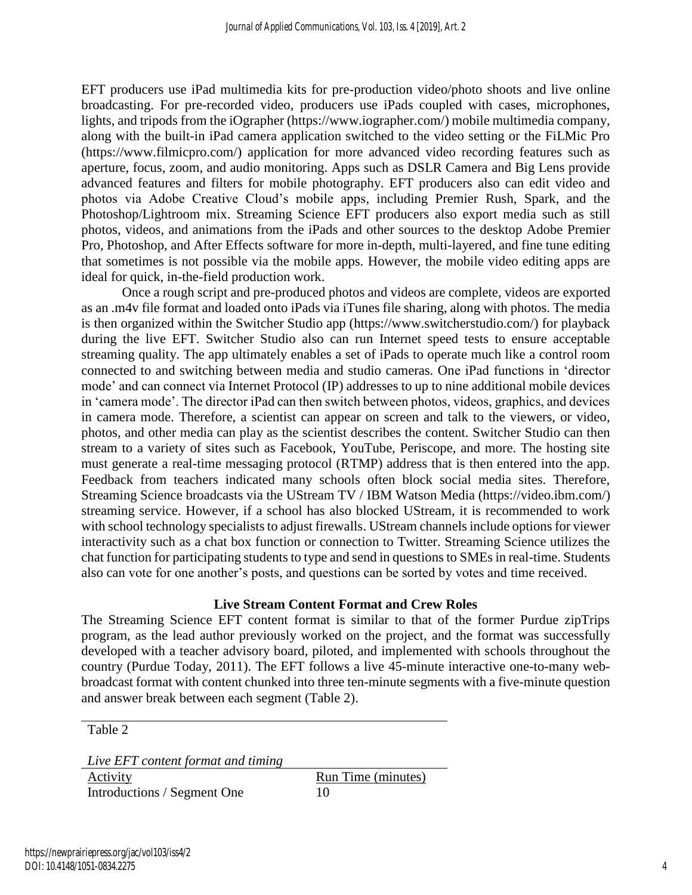EFT producers use iPad multimedia kits for pre-production video/photo shoots and live online broadcasting. For pre-recorded video, producers use iPads coupled with cases, microphones, lights, and tripods from the iOgrapher (https://www.iographer.com/) mobile multimedia company, along with the built-in iPad camera application switched to the video setting or the FiLMic Pro (https://www.filmicpro.com/) application for more advanced video recording features such as aperture, focus, zoom, and audio monitoring. Apps such as DSLR Camera and Big Lens provide advanced features and filters for mobile photography. EFT producers also can edit video and photos via Adobe Creative Cloud's mobile apps, including Premier Rush, Spark, and the Photoshop/Lightroom mix. Streaming Science EFT producers also export media such as still photos, videos, and animations from the iPads and other sources to the desktop Adobe Premier Pro, Photoshop, and After Effects software for more in-depth, multi-layered, and fine tune editing that sometimes is not possible via the mobile apps. However, the mobile video editing apps are ideal for quick, in-the-field production work.

Once a rough script and pre-produced photos and videos are complete, videos are exported as an .m4v file format and loaded onto iPads via iTunes file sharing, along with photos. The media is then organized within the Switcher Studio app (https://www.switcherstudio.com/) for playback during the live EFT. Switcher Studio also can run Internet speed tests to ensure acceptable streaming quality. The app ultimately enables a set of iPads to operate much like a control room connected to and switching between media and studio cameras. One iPad functions in 'director mode' and can connect via Internet Protocol (IP) addresses to up to nine additional mobile devices in 'camera mode'. The director iPad can then switch between photos, videos, graphics, and devices in camera mode. Therefore, a scientist can appear on screen and talk to the viewers, or video, photos, and other media can play as the scientist describes the content. Switcher Studio can then stream to a variety of sites such as Facebook, YouTube, Periscope, and more. The hosting site must generate a real-time messaging protocol (RTMP) address that is then entered into the app. Feedback from teachers indicated many schools often block social media sites. Therefore, Streaming Science broadcasts via the UStream TV / IBM Watson Media (https://video.ibm.com/) streaming service. However, if a school has also blocked UStream, it is recommended to work with school technology specialists to adjust firewalls. UStream channels include options for viewer interactivity such as a chat box function or connection to Twitter. Streaming Science utilizes the chat function for participating students to type and send in questions to SMEs in real-time. Students also can vote for one another's posts, and questions can be sorted by votes and time received.

## Live Stream Content Format and Crew Roles

The Streaming Science EFT content format is similar to that of the former Purdue zipTrips program, as the lead author previously worked on the project, and the format was successfully developed with a teacher advisory board, piloted, and implemented with schools throughout the country (Purdue Today, 2011). The EFT follows a live 45-minute interactive one-to-many web-broadcast format with content chunked into three ten-minute segments with a five-minute question and answer break between each segment (Table 2).

Table 2

*Live EFT content format and timing*

| Activity | Run Time (minutes) |
|---|---|
| Introductions / Segment One | 10 |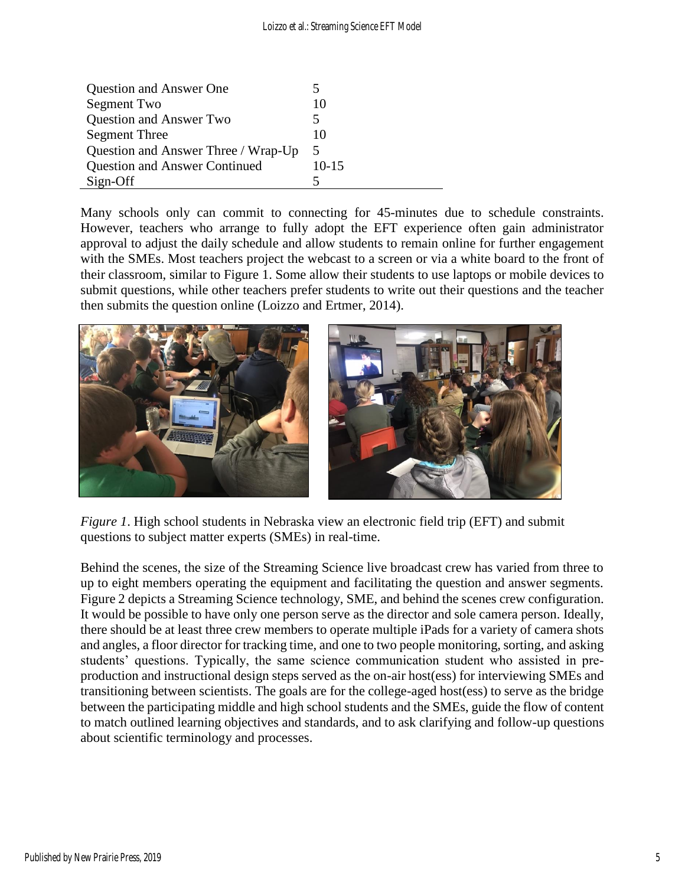| | |
|---|---|
| Question and Answer One | 5 |
| Segment Two | 10 |
| Question and Answer Two | 5 |
| Segment Three | 10 |
| Question and Answer Three / Wrap-Up | 5 |
| Question and Answer Continued | 10-15 |
| Sign-Off | 5 |

Many schools only can commit to connecting for 45-minutes due to schedule constraints. However, teachers who arrange to fully adopt the EFT experience often gain administrator approval to adjust the daily schedule and allow students to remain online for further engagement with the SMEs. Most teachers project the webcast to a screen or via a white board to the front of their classroom, similar to Figure 1. Some allow their students to use laptops or mobile devices to submit questions, while other teachers prefer students to write out their questions and the teacher then submits the question online (Loizzo and Ertmer, 2014).

*Figure 1*. High school students in Nebraska view an electronic field trip (EFT) and submit questions to subject matter experts (SMEs) in real-time.

Behind the scenes, the size of the Streaming Science live broadcast crew has varied from three to up to eight members operating the equipment and facilitating the question and answer segments. Figure 2 depicts a Streaming Science technology, SME, and behind the scenes crew configuration. It would be possible to have only one person serve as the director and sole camera person. Ideally, there should be at least three crew members to operate multiple iPads for a variety of camera shots and angles, a floor director for tracking time, and one to two people monitoring, sorting, and asking students' questions. Typically, the same science communication student who assisted in pre-production and instructional design steps served as the on-air host(ess) for interviewing SMEs and transitioning between scientists. The goals are for the college-aged host(ess) to serve as the bridge between the participating middle and high school students and the SMEs, guide the flow of content to match outlined learning objectives and standards, and to ask clarifying and follow-up questions about scientific terminology and processes.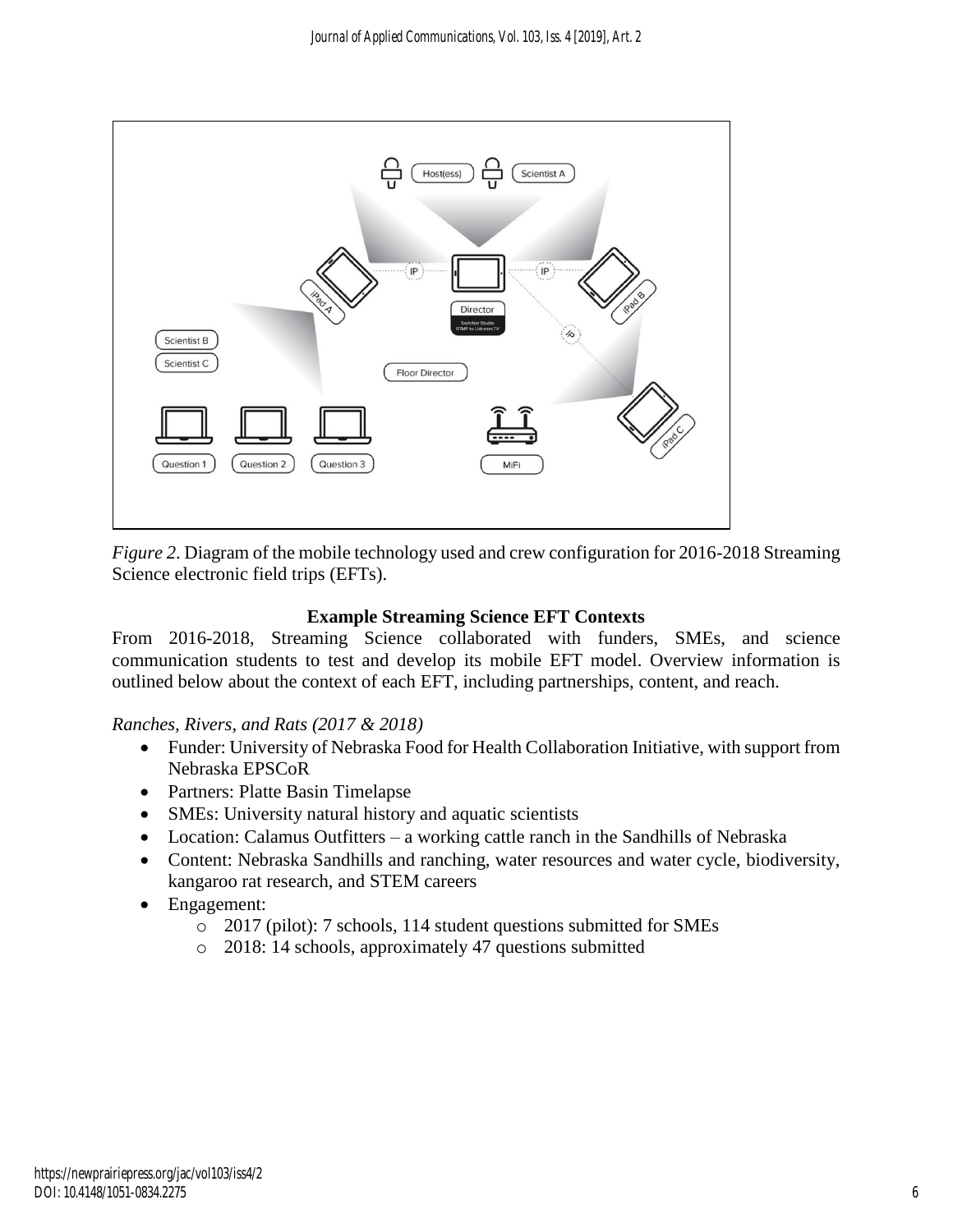*Figure 2*. Diagram of the mobile technology used and crew configuration for 2016-2018 Streaming Science electronic field trips (EFTs).

**Example Streaming Science EFT Contexts**

From 2016-2018, Streaming Science collaborated with funders, SMEs, and science communication students to test and develop its mobile EFT model. Overview information is outlined below about the context of each EFT, including partnerships, content, and reach.

*Ranches, Rivers, and Rats (2017 & 2018)*

- Funder: University of Nebraska Food for Health Collaboration Initiative, with support from Nebraska EPSCoR
- Partners: Platte Basin Timelapse
- SMEs: University natural history and aquatic scientists
- Location: Calamus Outfitters – a working cattle ranch in the Sandhills of Nebraska
- Content: Nebraska Sandhills and ranching, water resources and water cycle, biodiversity, kangaroo rat research, and STEM careers
- Engagement:
  - 2017 (pilot): 7 schools, 114 student questions submitted for SMEs
  - 2018: 14 schools, approximately 47 questions submitted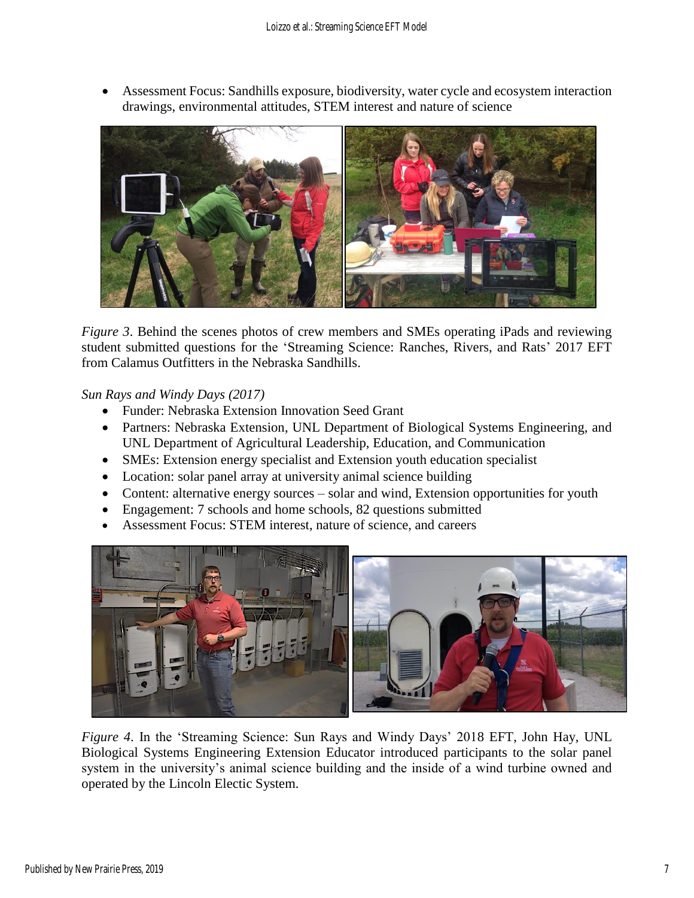- Assessment Focus: Sandhills exposure, biodiversity, water cycle and ecosystem interaction drawings, environmental attitudes, STEM interest and nature of science

*Figure 3*. Behind the scenes photos of crew members and SMEs operating iPads and reviewing student submitted questions for the 'Streaming Science: Ranches, Rivers, and Rats' 2017 EFT from Calamus Outfitters in the Nebraska Sandhills.

*Sun Rays and Windy Days (2017)*

- Funder: Nebraska Extension Innovation Seed Grant
- Partners: Nebraska Extension, UNL Department of Biological Systems Engineering, and UNL Department of Agricultural Leadership, Education, and Communication
- SMEs: Extension energy specialist and Extension youth education specialist
- Location: solar panel array at university animal science building
- Content: alternative energy sources – solar and wind, Extension opportunities for youth
- Engagement: 7 schools and home schools, 82 questions submitted
- Assessment Focus: STEM interest, nature of science, and careers

*Figure 4*. In the 'Streaming Science: Sun Rays and Windy Days' 2018 EFT, John Hay, UNL Biological Systems Engineering Extension Educator introduced participants to the solar panel system in the university's animal science building and the inside of a wind turbine owned and operated by the Lincoln Electic System.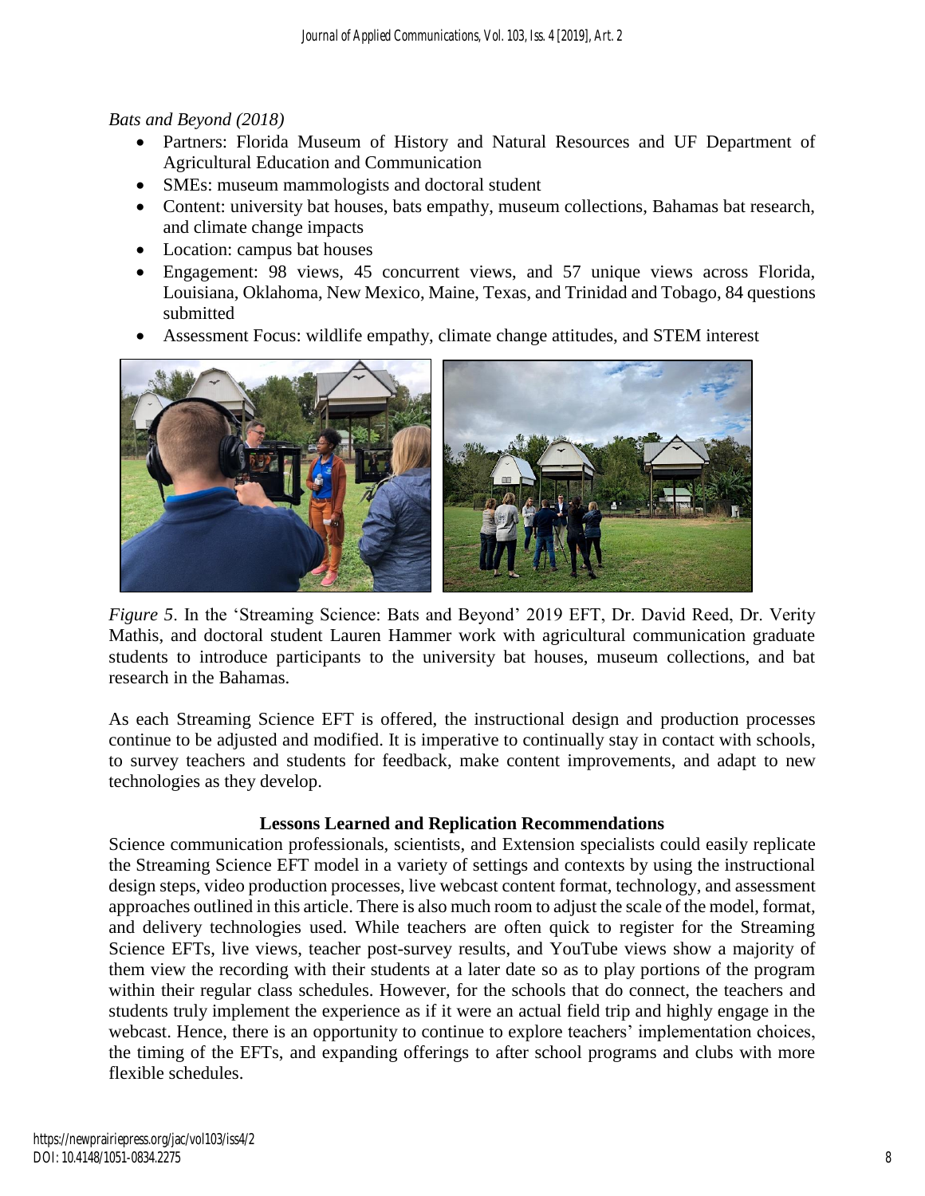*Bats and Beyond (2018)*

- Partners: Florida Museum of History and Natural Resources and UF Department of Agricultural Education and Communication
- SMEs: museum mammologists and doctoral student
- Content: university bat houses, bats empathy, museum collections, Bahamas bat research, and climate change impacts
- Location: campus bat houses
- Engagement: 98 views, 45 concurrent views, and 57 unique views across Florida, Louisiana, Oklahoma, New Mexico, Maine, Texas, and Trinidad and Tobago, 84 questions submitted
- Assessment Focus: wildlife empathy, climate change attitudes, and STEM interest

*Figure 5*. In the 'Streaming Science: Bats and Beyond' 2019 EFT, Dr. David Reed, Dr. Verity Mathis, and doctoral student Lauren Hammer work with agricultural communication graduate students to introduce participants to the university bat houses, museum collections, and bat research in the Bahamas.

As each Streaming Science EFT is offered, the instructional design and production processes continue to be adjusted and modified. It is imperative to continually stay in contact with schools, to survey teachers and students for feedback, make content improvements, and adapt to new technologies as they develop.

## Lessons Learned and Replication Recommendations

Science communication professionals, scientists, and Extension specialists could easily replicate the Streaming Science EFT model in a variety of settings and contexts by using the instructional design steps, video production processes, live webcast content format, technology, and assessment approaches outlined in this article. There is also much room to adjust the scale of the model, format, and delivery technologies used. While teachers are often quick to register for the Streaming Science EFTs, live views, teacher post-survey results, and YouTube views show a majority of them view the recording with their students at a later date so as to play portions of the program within their regular class schedules. However, for the schools that do connect, the teachers and students truly implement the experience as if it were an actual field trip and highly engage in the webcast. Hence, there is an opportunity to continue to explore teachers' implementation choices, the timing of the EFTs, and expanding offerings to after school programs and clubs with more flexible schedules.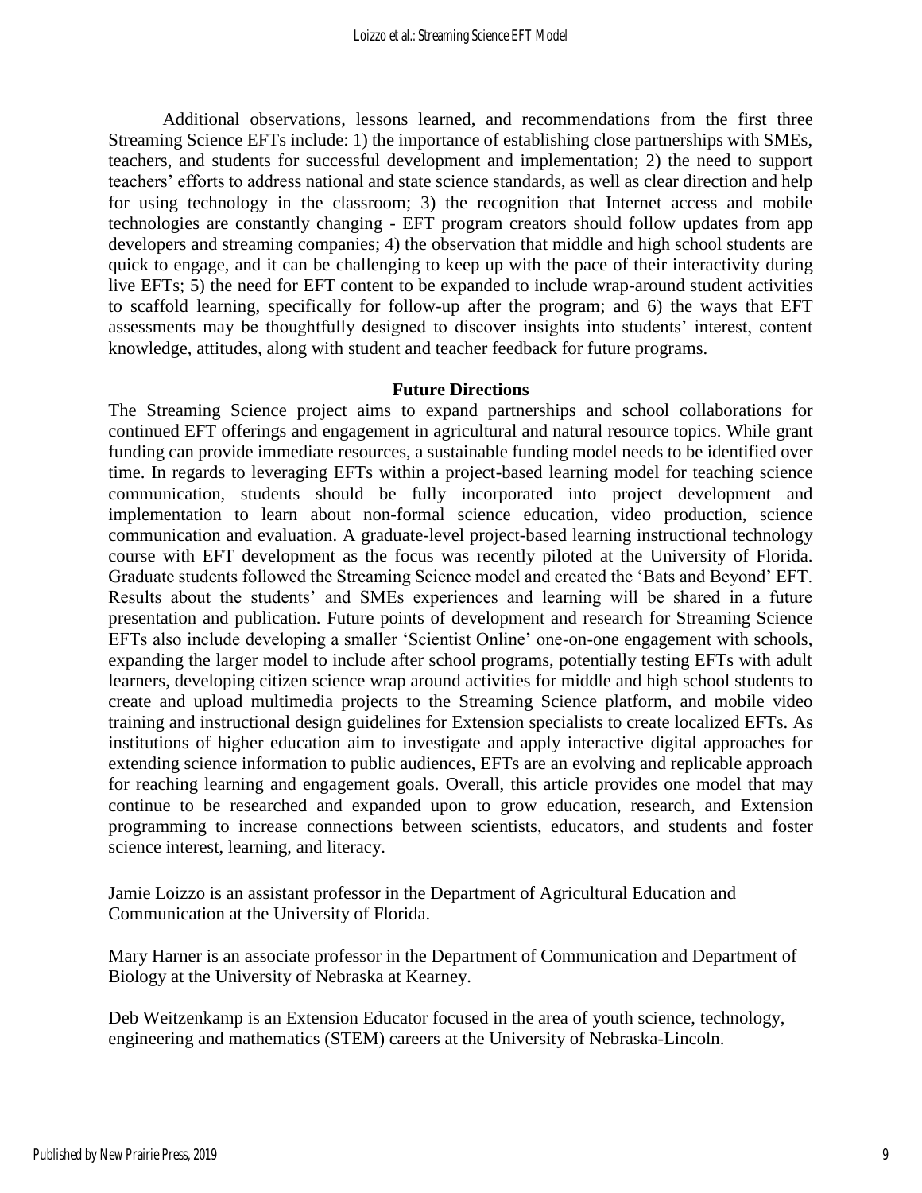Additional observations, lessons learned, and recommendations from the first three Streaming Science EFTs include: 1) the importance of establishing close partnerships with SMEs, teachers, and students for successful development and implementation; 2) the need to support teachers' efforts to address national and state science standards, as well as clear direction and help for using technology in the classroom; 3) the recognition that Internet access and mobile technologies are constantly changing - EFT program creators should follow updates from app developers and streaming companies; 4) the observation that middle and high school students are quick to engage, and it can be challenging to keep up with the pace of their interactivity during live EFTs; 5) the need for EFT content to be expanded to include wrap-around student activities to scaffold learning, specifically for follow-up after the program; and 6) the ways that EFT assessments may be thoughtfully designed to discover insights into students' interest, content knowledge, attitudes, along with student and teacher feedback for future programs.

## Future Directions

The Streaming Science project aims to expand partnerships and school collaborations for continued EFT offerings and engagement in agricultural and natural resource topics. While grant funding can provide immediate resources, a sustainable funding model needs to be identified over time. In regards to leveraging EFTs within a project-based learning model for teaching science communication, students should be fully incorporated into project development and implementation to learn about non-formal science education, video production, science communication and evaluation. A graduate-level project-based learning instructional technology course with EFT development as the focus was recently piloted at the University of Florida. Graduate students followed the Streaming Science model and created the 'Bats and Beyond' EFT. Results about the students' and SMEs experiences and learning will be shared in a future presentation and publication. Future points of development and research for Streaming Science EFTs also include developing a smaller 'Scientist Online' one-on-one engagement with schools, expanding the larger model to include after school programs, potentially testing EFTs with adult learners, developing citizen science wrap around activities for middle and high school students to create and upload multimedia projects to the Streaming Science platform, and mobile video training and instructional design guidelines for Extension specialists to create localized EFTs. As institutions of higher education aim to investigate and apply interactive digital approaches for extending science information to public audiences, EFTs are an evolving and replicable approach for reaching learning and engagement goals. Overall, this article provides one model that may continue to be researched and expanded upon to grow education, research, and Extension programming to increase connections between scientists, educators, and students and foster science interest, learning, and literacy.

Jamie Loizzo is an assistant professor in the Department of Agricultural Education and Communication at the University of Florida.

Mary Harner is an associate professor in the Department of Communication and Department of Biology at the University of Nebraska at Kearney.

Deb Weitzenkamp is an Extension Educator focused in the area of youth science, technology, engineering and mathematics (STEM) careers at the University of Nebraska-Lincoln.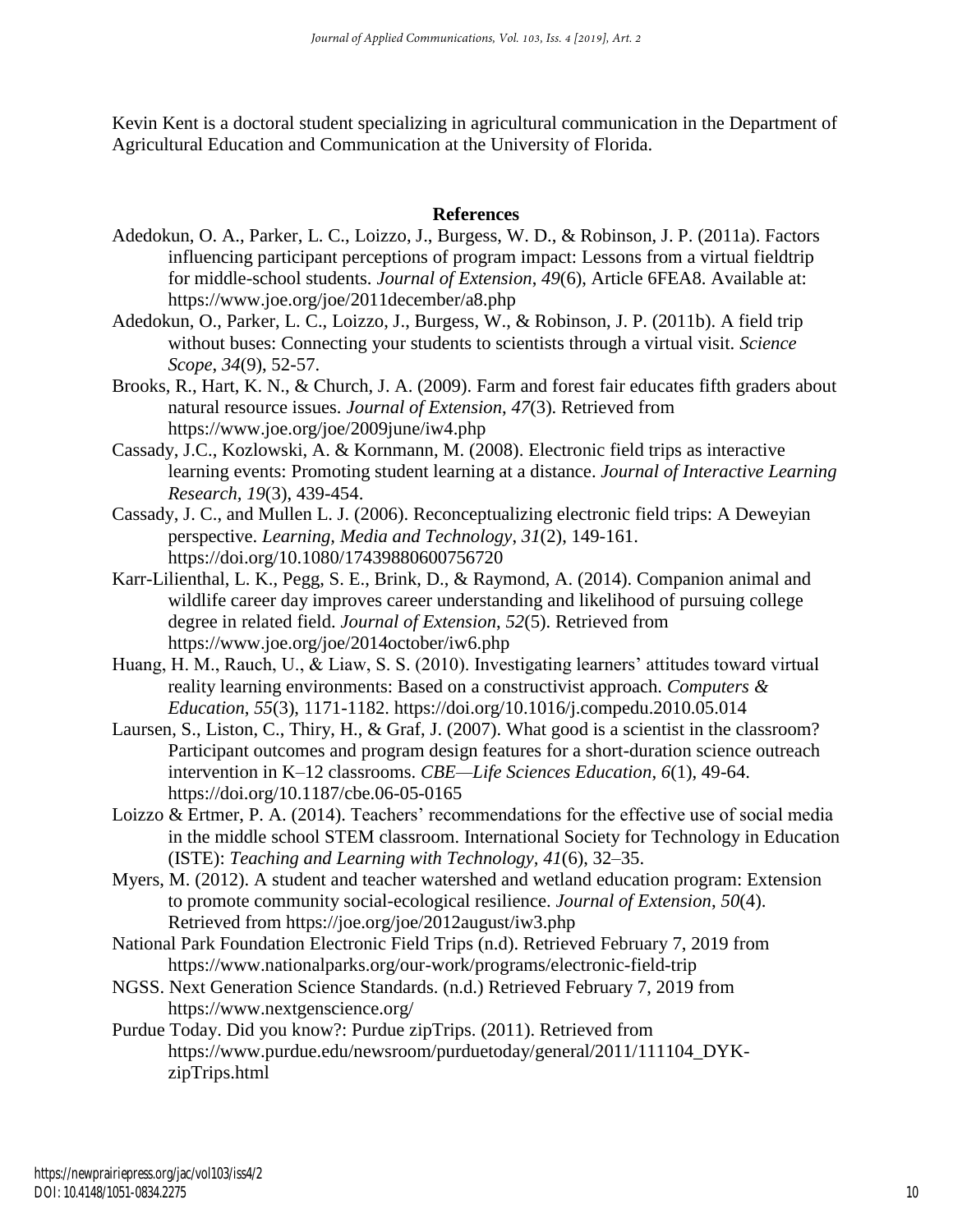Kevin Kent is a doctoral student specializing in agricultural communication in the Department of Agricultural Education and Communication at the University of Florida.

## References

Adedokun, O. A., Parker, L. C., Loizzo, J., Burgess, W. D., & Robinson, J. P. (2011a). Factors influencing participant perceptions of program impact: Lessons from a virtual fieldtrip for middle-school students. *Journal of Extension*, *49*(6), Article 6FEA8. Available at: https://www.joe.org/joe/2011december/a8.php

Adedokun, O., Parker, L. C., Loizzo, J., Burgess, W., & Robinson, J. P. (2011b). A field trip without buses: Connecting your students to scientists through a virtual visit. *Science Scope*, *34*(9), 52-57.

Brooks, R., Hart, K. N., & Church, J. A. (2009). Farm and forest fair educates fifth graders about natural resource issues. *Journal of Extension*, *47*(3). Retrieved from https://www.joe.org/joe/2009june/iw4.php

Cassady, J.C., Kozlowski, A. & Kornmann, M. (2008). Electronic field trips as interactive learning events: Promoting student learning at a distance. *Journal of Interactive Learning Research*, *19*(3), 439-454.

Cassady, J. C., and Mullen L. J. (2006). Reconceptualizing electronic field trips: A Deweyian perspective. *Learning, Media and Technology*, *31*(2), 149-161. https://doi.org/10.1080/17439880600756720

Karr-Lilienthal, L. K., Pegg, S. E., Brink, D., & Raymond, A. (2014). Companion animal and wildlife career day improves career understanding and likelihood of pursuing college degree in related field. *Journal of Extension*, *52*(5). Retrieved from https://www.joe.org/joe/2014october/iw6.php

Huang, H. M., Rauch, U., & Liaw, S. S. (2010). Investigating learners' attitudes toward virtual reality learning environments: Based on a constructivist approach. *Computers & Education*, *55*(3), 1171-1182. https://doi.org/10.1016/j.compedu.2010.05.014

Laursen, S., Liston, C., Thiry, H., & Graf, J. (2007). What good is a scientist in the classroom? Participant outcomes and program design features for a short-duration science outreach intervention in K–12 classrooms. *CBE—Life Sciences Education*, *6*(1), 49-64. https://doi.org/10.1187/cbe.06-05-0165

Loizzo & Ertmer, P. A. (2014). Teachers' recommendations for the effective use of social media in the middle school STEM classroom. International Society for Technology in Education (ISTE): *Teaching and Learning with Technology, 41*(6), 32–35.

Myers, M. (2012). A student and teacher watershed and wetland education program: Extension to promote community social-ecological resilience. *Journal of Extension*, *50*(4). Retrieved from https://joe.org/joe/2012august/iw3.php

National Park Foundation Electronic Field Trips (n.d). Retrieved February 7, 2019 from https://www.nationalparks.org/our-work/programs/electronic-field-trip

NGSS. Next Generation Science Standards. (n.d.) Retrieved February 7, 2019 from https://www.nextgenscience.org/

Purdue Today. Did you know?: Purdue zipTrips. (2011). Retrieved from https://www.purdue.edu/newsroom/purduetoday/general/2011/111104_DYK-zipTrips.html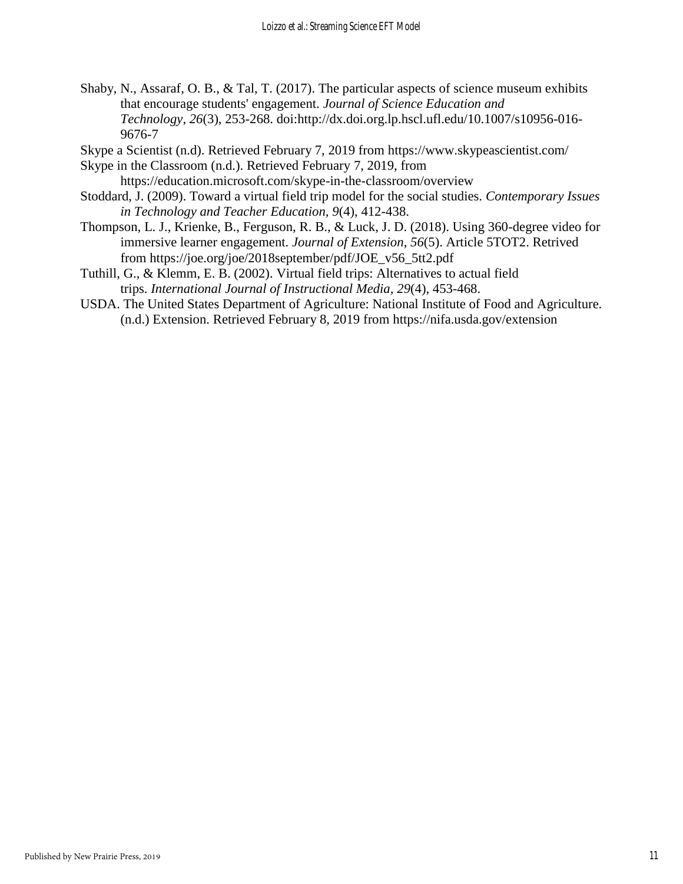Shaby, N., Assaraf, O. B., & Tal, T. (2017). The particular aspects of science museum exhibits that encourage students' engagement. *Journal of Science Education and Technology*, *26*(3), 253-268. doi:http://dx.doi.org.lp.hscl.ufl.edu/10.1007/s10956-016-9676-7

Skype a Scientist (n.d). Retrieved February 7, 2019 from https://www.skypeascientist.com/

Skype in the Classroom (n.d.). Retrieved February 7, 2019, from https://education.microsoft.com/skype-in-the-classroom/overview

Stoddard, J. (2009). Toward a virtual field trip model for the social studies. *Contemporary Issues in Technology and Teacher Education*, *9*(4), 412-438.

Thompson, L. J., Krienke, B., Ferguson, R. B., & Luck, J. D. (2018). Using 360-degree video for immersive learner engagement. *Journal of Extension*, *56*(5). Article 5TOT2. Retrived from https://joe.org/joe/2018september/pdf/JOE_v56_5tt2.pdf

Tuthill, G., & Klemm, E. B. (2002). Virtual field trips: Alternatives to actual field trips. *International Journal of Instructional Media*, *29*(4), 453-468.

USDA. The United States Department of Agriculture: National Institute of Food and Agriculture. (n.d.) Extension. Retrieved February 8, 2019 from https://nifa.usda.gov/extension